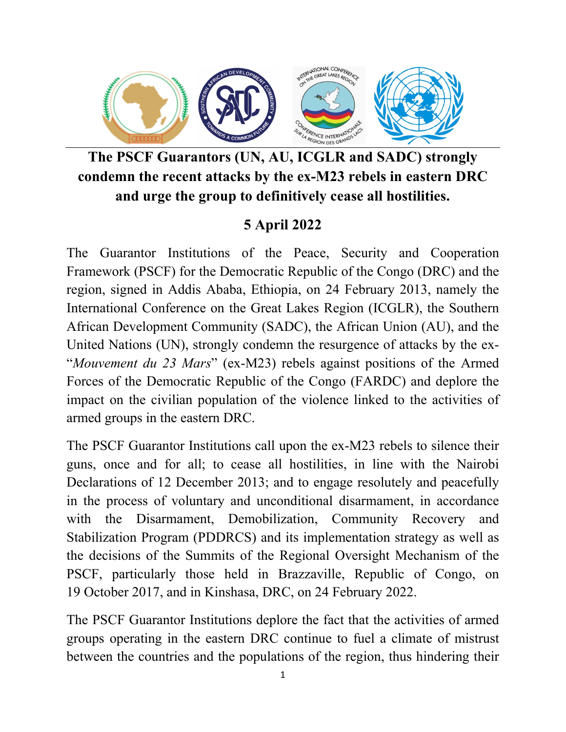# The PSCF Guarantors (UN, AU, ICGLR and SADC) strongly condemn the recent attacks by the ex-M23 rebels in eastern DRC and urge the group to definitively cease all hostilities.

## 5 April 2022

The Guarantor Institutions of the Peace, Security and Cooperation Framework (PSCF) for the Democratic Republic of the Congo (DRC) and the region, signed in Addis Ababa, Ethiopia, on 24 February 2013, namely the International Conference on the Great Lakes Region (ICGLR), the Southern African Development Community (SADC), the African Union (AU), and the United Nations (UN), strongly condemn the resurgence of attacks by the ex-"*Mouvement du 23 Mars*" (ex-M23) rebels against positions of the Armed Forces of the Democratic Republic of the Congo (FARDC) and deplore the impact on the civilian population of the violence linked to the activities of armed groups in the eastern DRC.

The PSCF Guarantor Institutions call upon the ex-M23 rebels to silence their guns, once and for all; to cease all hostilities, in line with the Nairobi Declarations of 12 December 2013; and to engage resolutely and peacefully in the process of voluntary and unconditional disarmament, in accordance with the Disarmament, Demobilization, Community Recovery and Stabilization Program (PDDRCS) and its implementation strategy as well as the decisions of the Summits of the Regional Oversight Mechanism of the PSCF, particularly those held in Brazzaville, Republic of Congo, on 19 October 2017, and in Kinshasa, DRC, on 24 February 2022.

The PSCF Guarantor Institutions deplore the fact that the activities of armed groups operating in the eastern DRC continue to fuel a climate of mistrust between the countries and the populations of the region, thus hindering their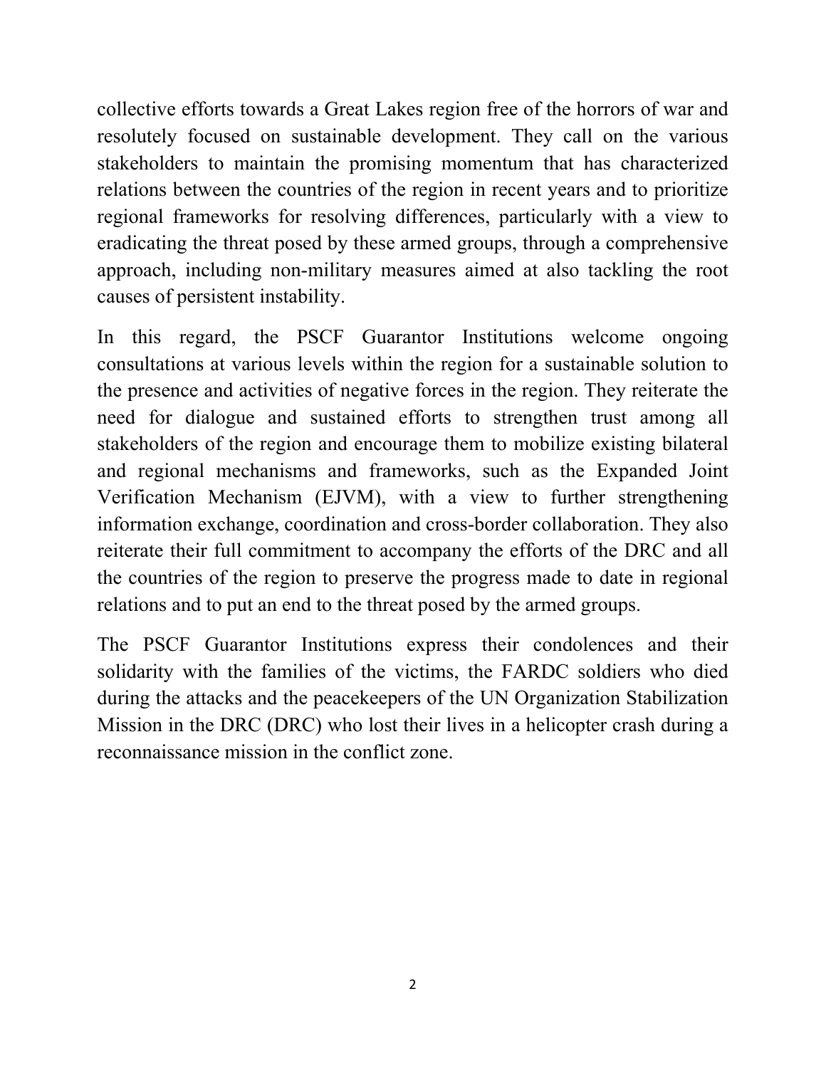collective efforts towards a Great Lakes region free of the horrors of war and resolutely focused on sustainable development. They call on the various stakeholders to maintain the promising momentum that has characterized relations between the countries of the region in recent years and to prioritize regional frameworks for resolving differences, particularly with a view to eradicating the threat posed by these armed groups, through a comprehensive approach, including non-military measures aimed at also tackling the root causes of persistent instability.

In this regard, the PSCF Guarantor Institutions welcome ongoing consultations at various levels within the region for a sustainable solution to the presence and activities of negative forces in the region. They reiterate the need for dialogue and sustained efforts to strengthen trust among all stakeholders of the region and encourage them to mobilize existing bilateral and regional mechanisms and frameworks, such as the Expanded Joint Verification Mechanism (EJVM), with a view to further strengthening information exchange, coordination and cross-border collaboration. They also reiterate their full commitment to accompany the efforts of the DRC and all the countries of the region to preserve the progress made to date in regional relations and to put an end to the threat posed by the armed groups.

The PSCF Guarantor Institutions express their condolences and their solidarity with the families of the victims, the FARDC soldiers who died during the attacks and the peacekeepers of the UN Organization Stabilization Mission in the DRC (DRC) who lost their lives in a helicopter crash during a reconnaissance mission in the conflict zone.